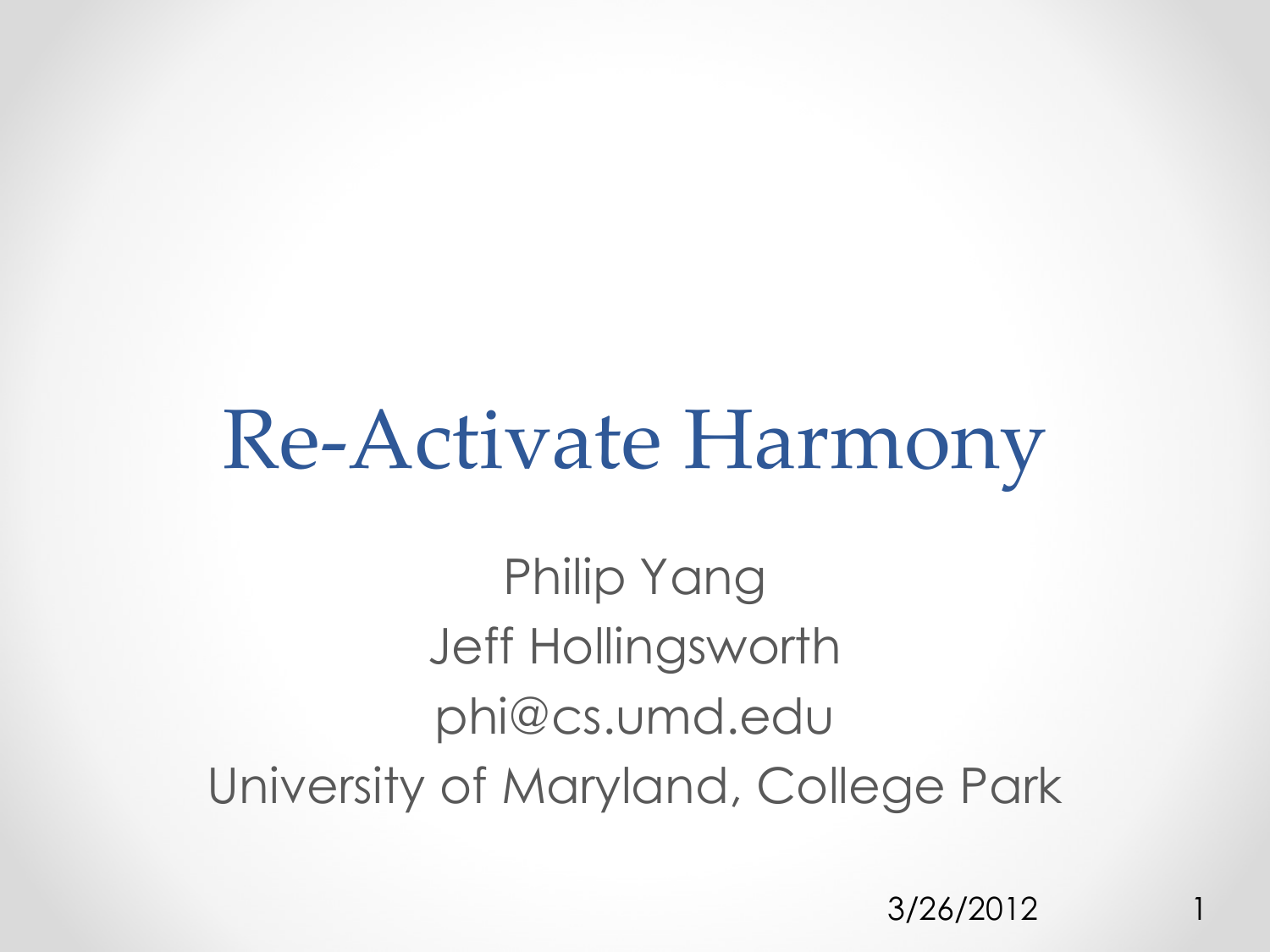# Re-Activate Harmony

Philip Yang

Jeff Hollingsworth

phi@cs.umd.edu

University of Maryland, College Park

3/26/2012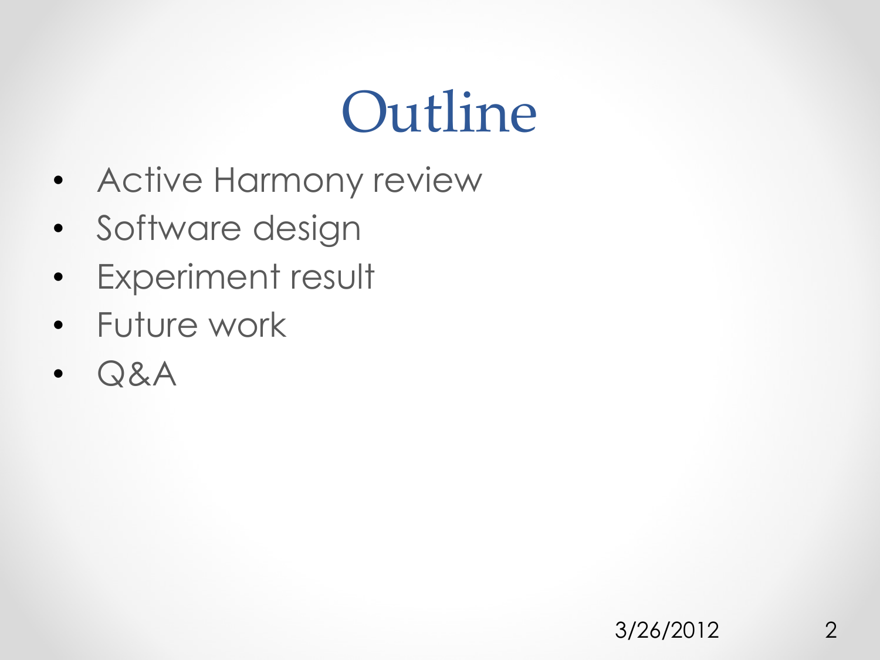# Outline

- Active Harmony review
- Software design
- Experiment result
- Future work
- Q&A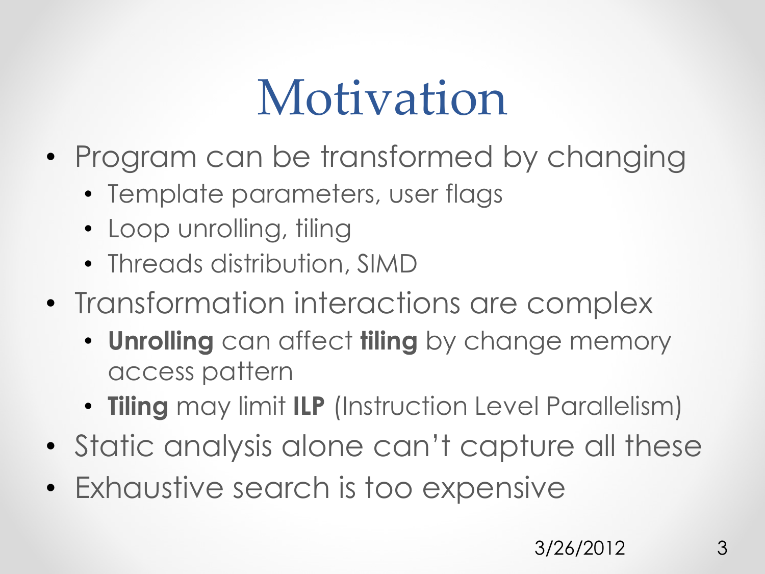# Motivation

- Program can be transformed by changing
  - Template parameters, user flags
  - Loop unrolling, tiling
  - Threads distribution, SIMD
- Transformation interactions are complex
  - **Unrolling** can affect **tiling** by change memory access pattern
  - **Tiling** may limit **ILP** (Instruction Level Parallelism)
- Static analysis alone can't capture all these
- Exhaustive search is too expensive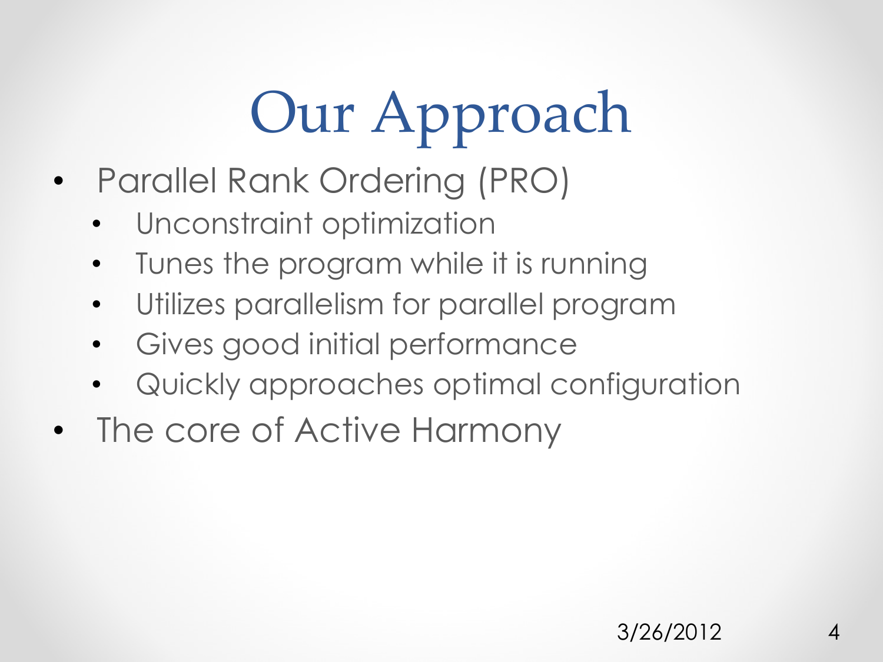# Our Approach

- Parallel Rank Ordering (PRO)
  - Unconstraint optimization
  - Tunes the program while it is running
  - Utilizes parallelism for parallel program
  - Gives good initial performance
  - Quickly approaches optimal configuration
- The core of Active Harmony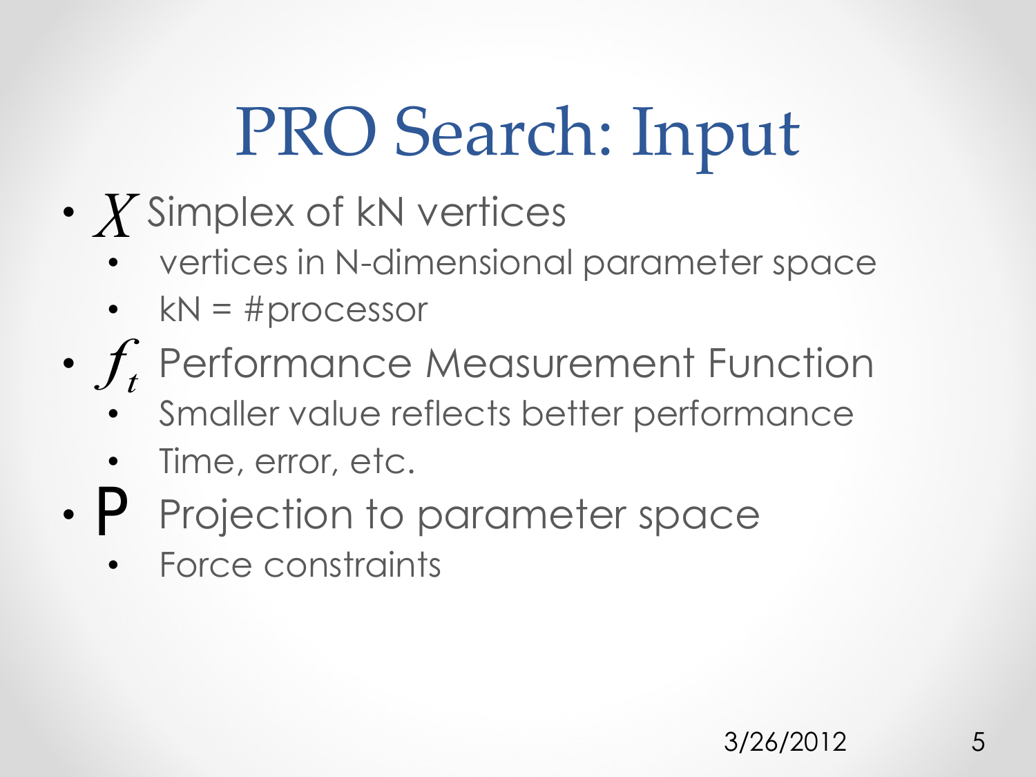# PRO Search: Input

- $X$ Simplex of kN vertices
  - vertices in N-dimensional parameter space
  - kN = #processor
- $f_t$ Performance Measurement Function
  - Smaller value reflects better performance
  - Time, error, etc.
- P Projection to parameter space
  - Force constraints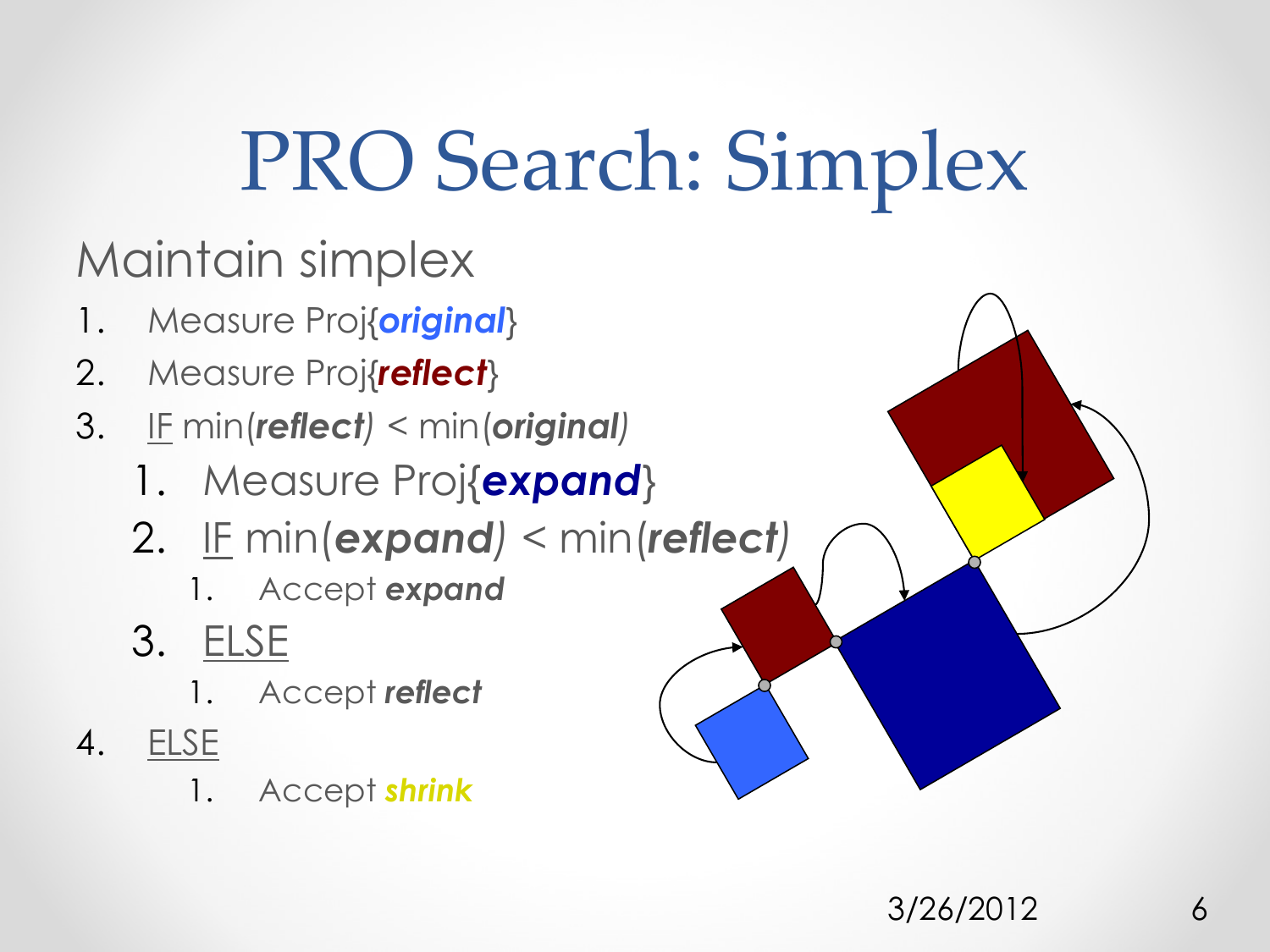# PRO Search: Simplex

Maintain simplex

1. Measure Proj{***original***}
2. Measure Proj{***reflect***}
3. IF min(***reflect***) < min(***original***)
    1. Measure Proj{***expand***}
    2. IF min(***expand***) < min(***reflect***)
        1. Accept ***expand***
    3. ELSE
        1. Accept ***reflect***
4. ELSE
    1. Accept ***shrink***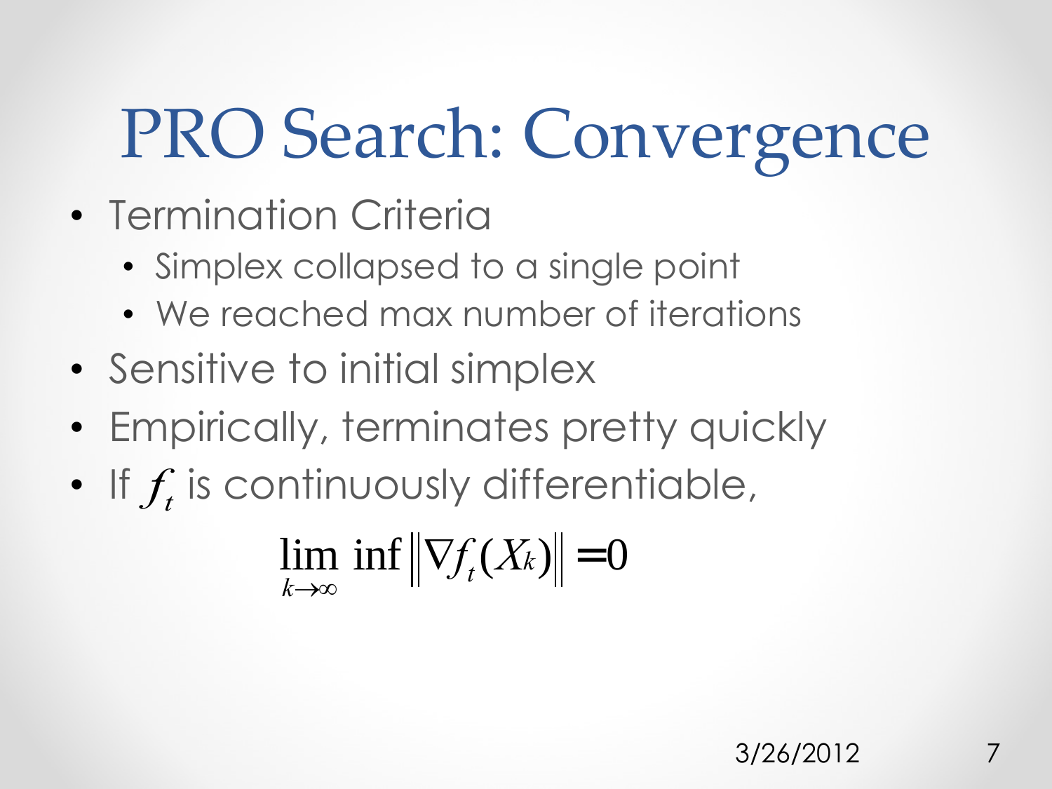# PRO Search: Convergence

- Termination Criteria
  - Simplex collapsed to a single point
  - We reached max number of iterations
- Sensitive to initial simplex
- Empirically, terminates pretty quickly
- If $f_t$ is continuously differentiable,

$$\lim_{k \to \infty} \inf \left\| \nabla f_t(X_k) \right\| = 0$$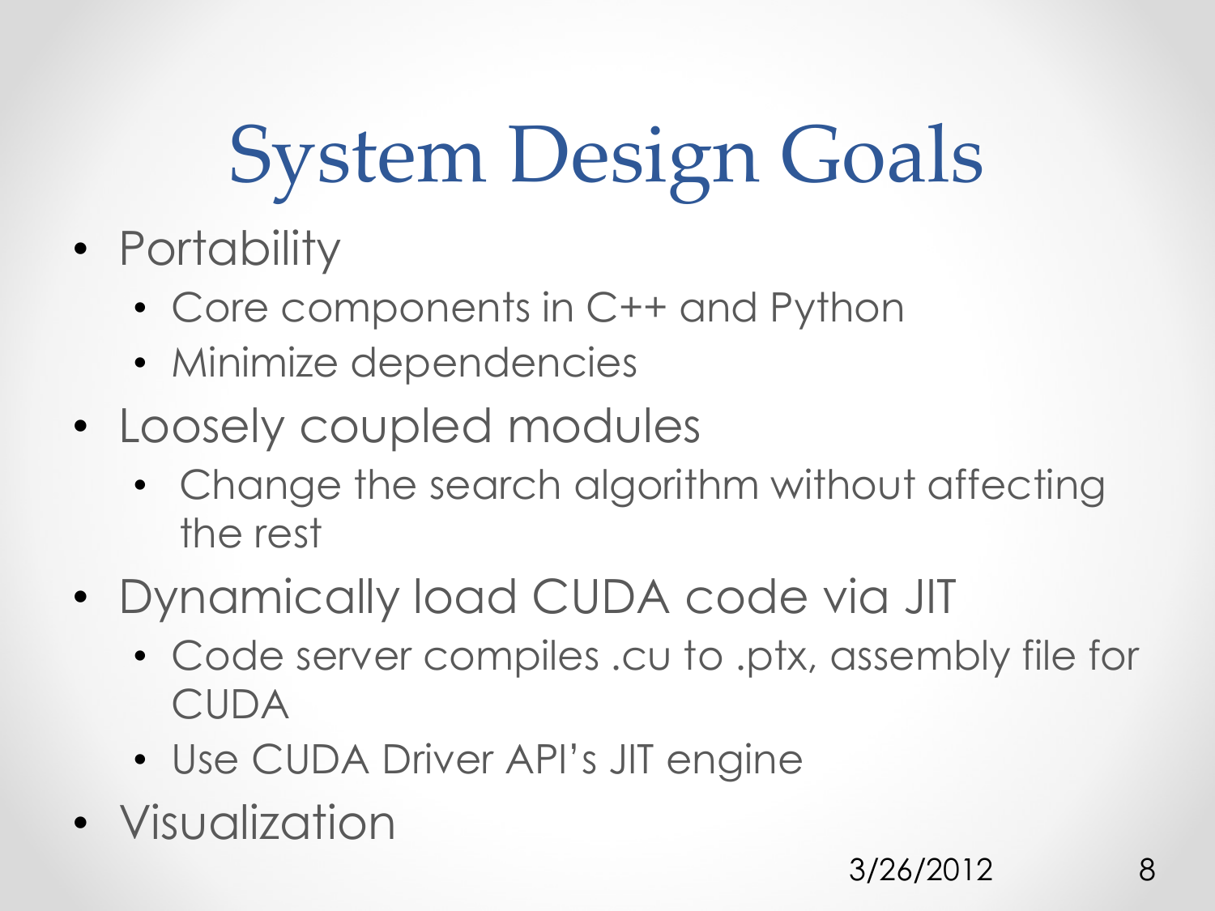# System Design Goals

- Portability
  - Core components in C++ and Python
  - Minimize dependencies
- Loosely coupled modules
  - Change the search algorithm without affecting the rest
- Dynamically load CUDA code via JIT
  - Code server compiles .cu to .ptx, assembly file for CUDA
  - Use CUDA Driver API's JIT engine
- Visualization

3/26/2012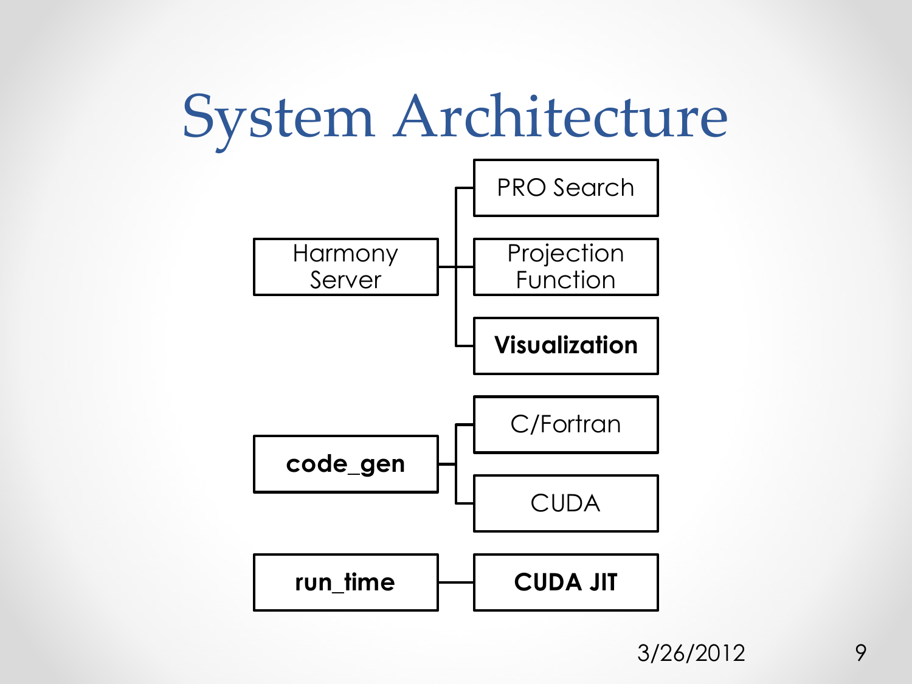# System Architecture

- Harmony Server
  - PRO Search
  - Projection Function
  - **Visualization**
- **code_gen**
  - C/Fortran
  - CUDA
- **run_time**
  - **CUDA JIT**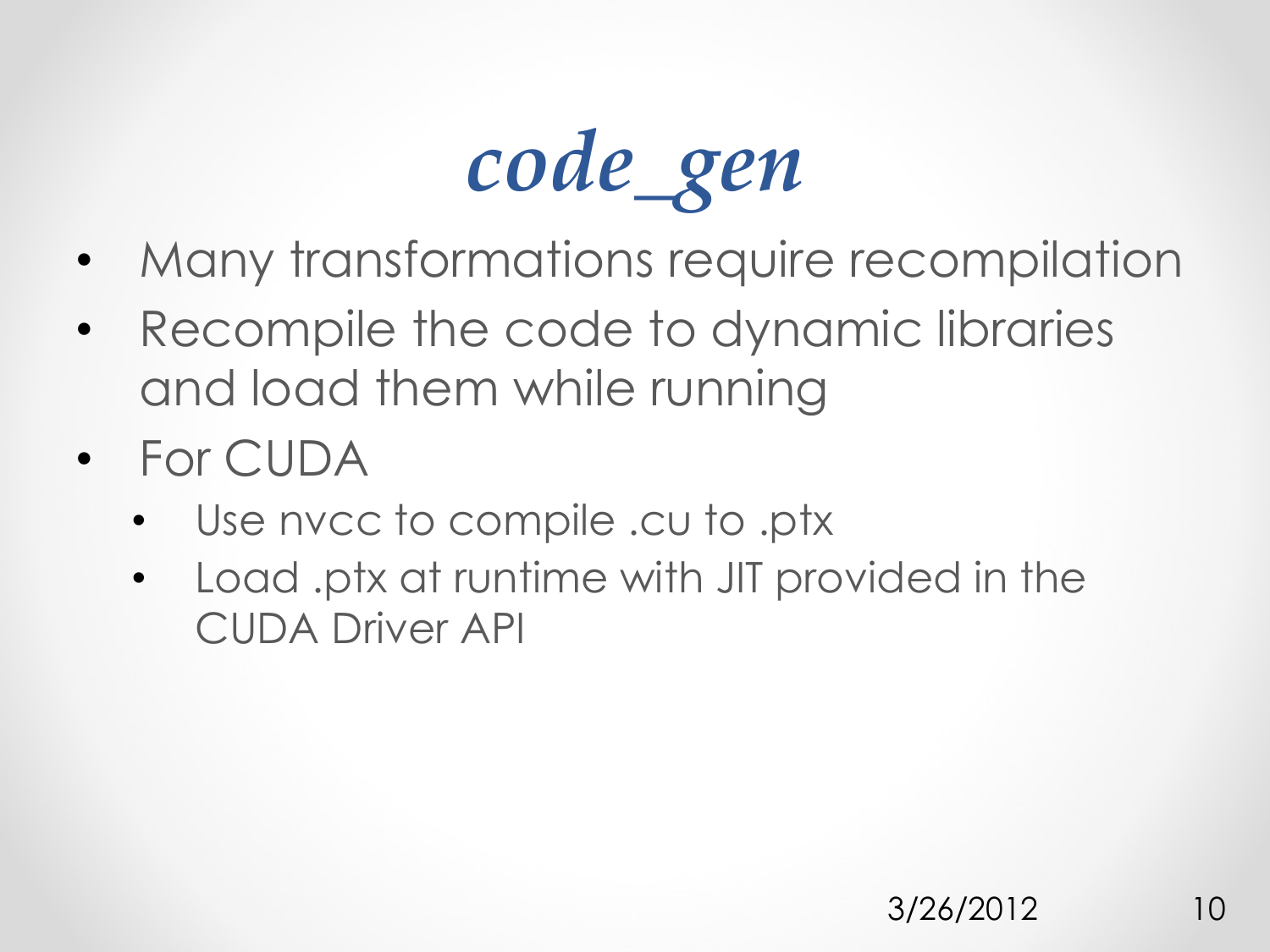# *code_gen*

- Many transformations require recompilation
- Recompile the code to dynamic libraries and load them while running
- For CUDA
  - Use nvcc to compile .cu to .ptx
  - Load .ptx at runtime with JIT provided in the CUDA Driver API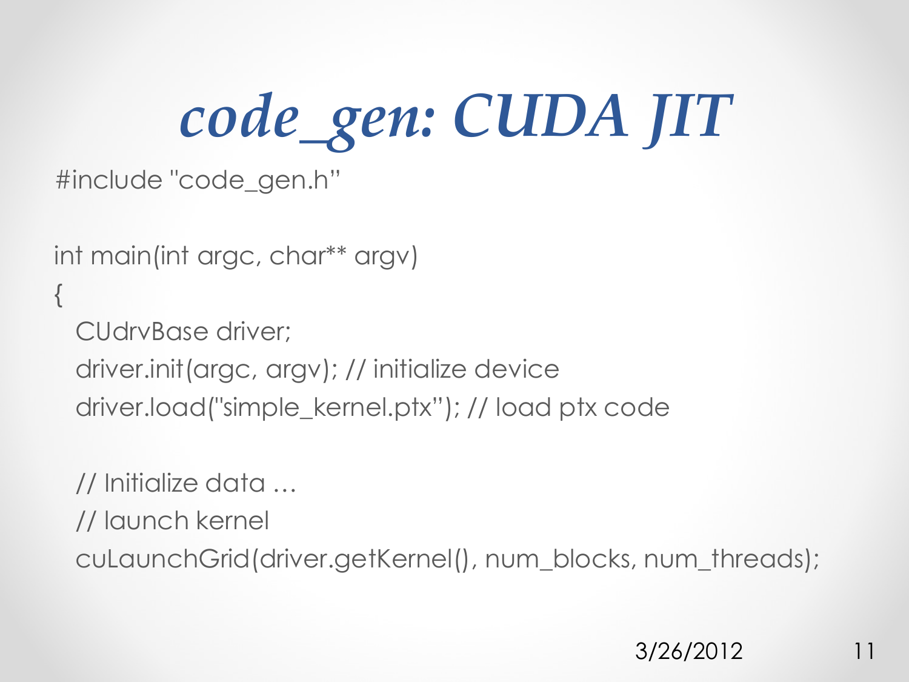# *code_gen: CUDA JIT*

```
#include "code_gen.h"

int main(int argc, char** argv)
{
  CUdrvBase driver;
  driver.init(argc, argv); // initialize device
  driver.load("simple_kernel.ptx"); // load ptx code

  // Initialize data …
  // launch kernel
  cuLaunchGrid(driver.getKernel(), num_blocks, num_threads);
```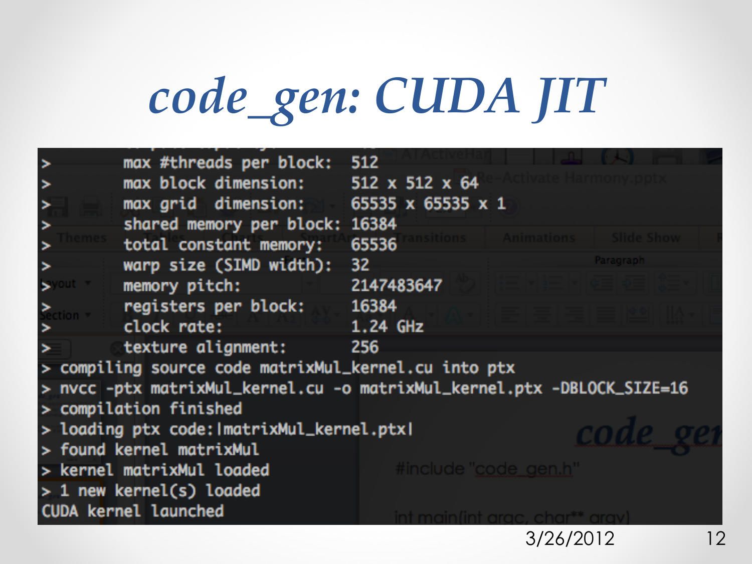# *code_gen: CUDA JIT*

```
>       max #threads per block:  512
>       max block dimension:     512 x 512 x 64
>       max grid  dimension:     65535 x 65535 x 1
>       shared memory per block: 16384
>       total constant memory:   65536
>       warp size (SIMD width):  32
>       memory pitch:            2147483647
>       registers per block:     16384
>       clock rate:              1.24 GHz
>       texture alignment:       256
> compiling source code matrixMul_kernel.cu into ptx
> nvcc -ptx matrixMul_kernel.cu -o matrixMul_kernel.ptx -DBLOCK_SIZE=16
> compilation finished
> loading ptx code:|matrixMul_kernel.ptx|
> found kernel matrixMul
> kernel matrixMul loaded
> 1 new kernel(s) loaded
CUDA kernel launched
```

3/26/2012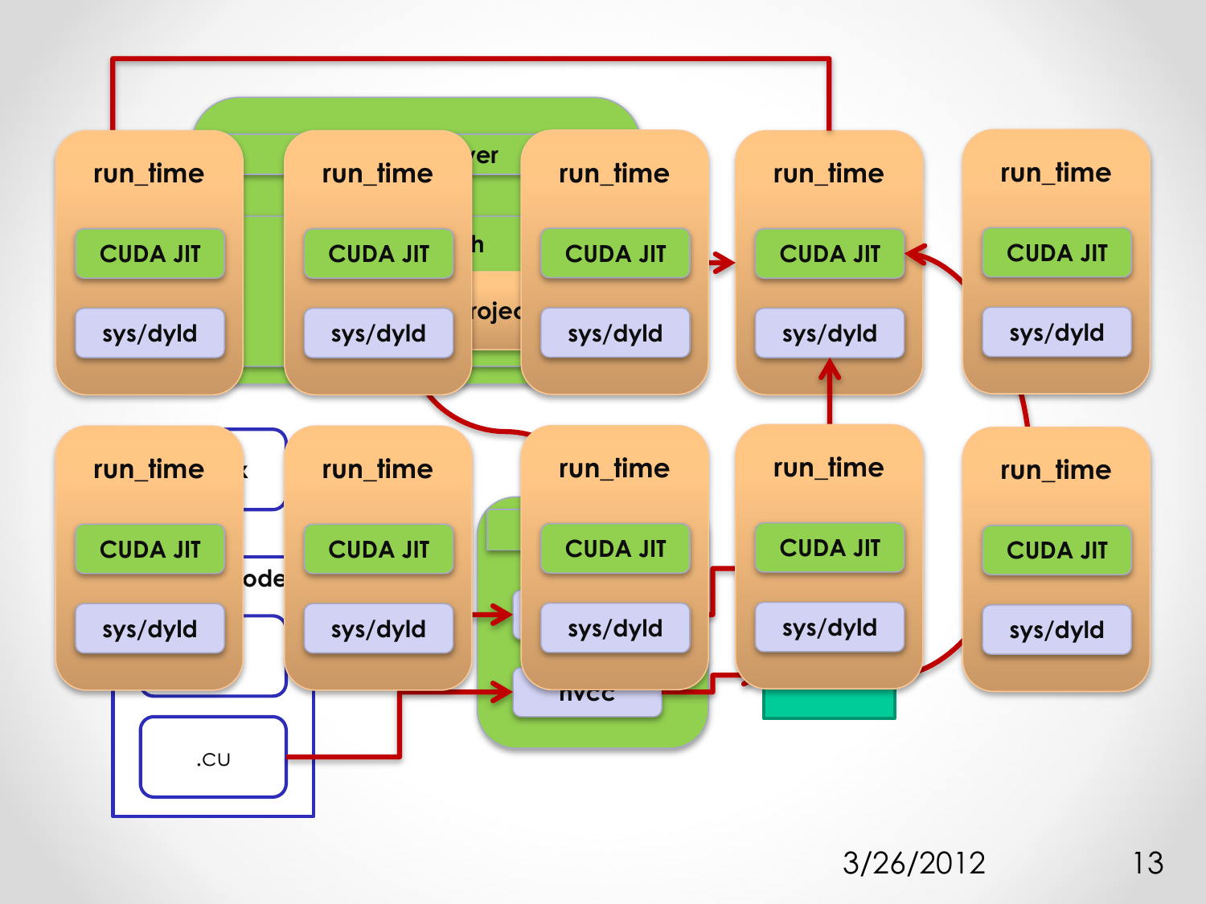run_time

CUDA JIT

sys/dyld

run_time

CUDA JIT

sys/dyld

run_time

CUDA JIT

sys/dyld

run_time

CUDA JIT

sys/dyld

run_time

CUDA JIT

sys/dyld

run_time

CUDA JIT

sys/dyld

run_time

CUDA JIT

sys/dyld

run_time

CUDA JIT

sys/dyld

run_time

CUDA JIT

sys/dyld

run_time

CUDA JIT

sys/dyld

.CU

nvcc

3/26/2012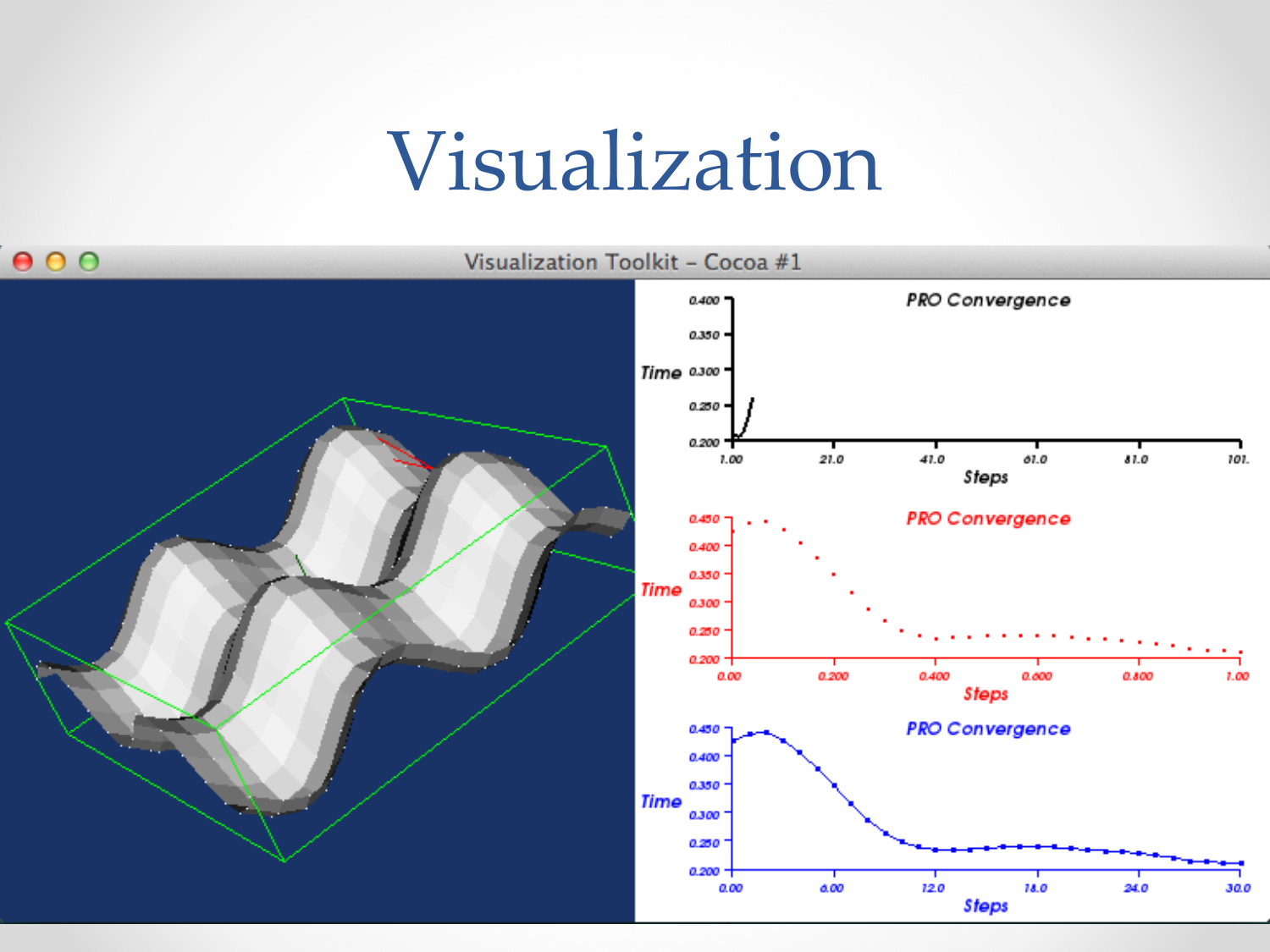# Visualization

Visualization Toolkit – Cocoa #1

PRO Convergence

Time

Steps

PRO Convergence

Time

Steps

PRO Convergence

Time

Steps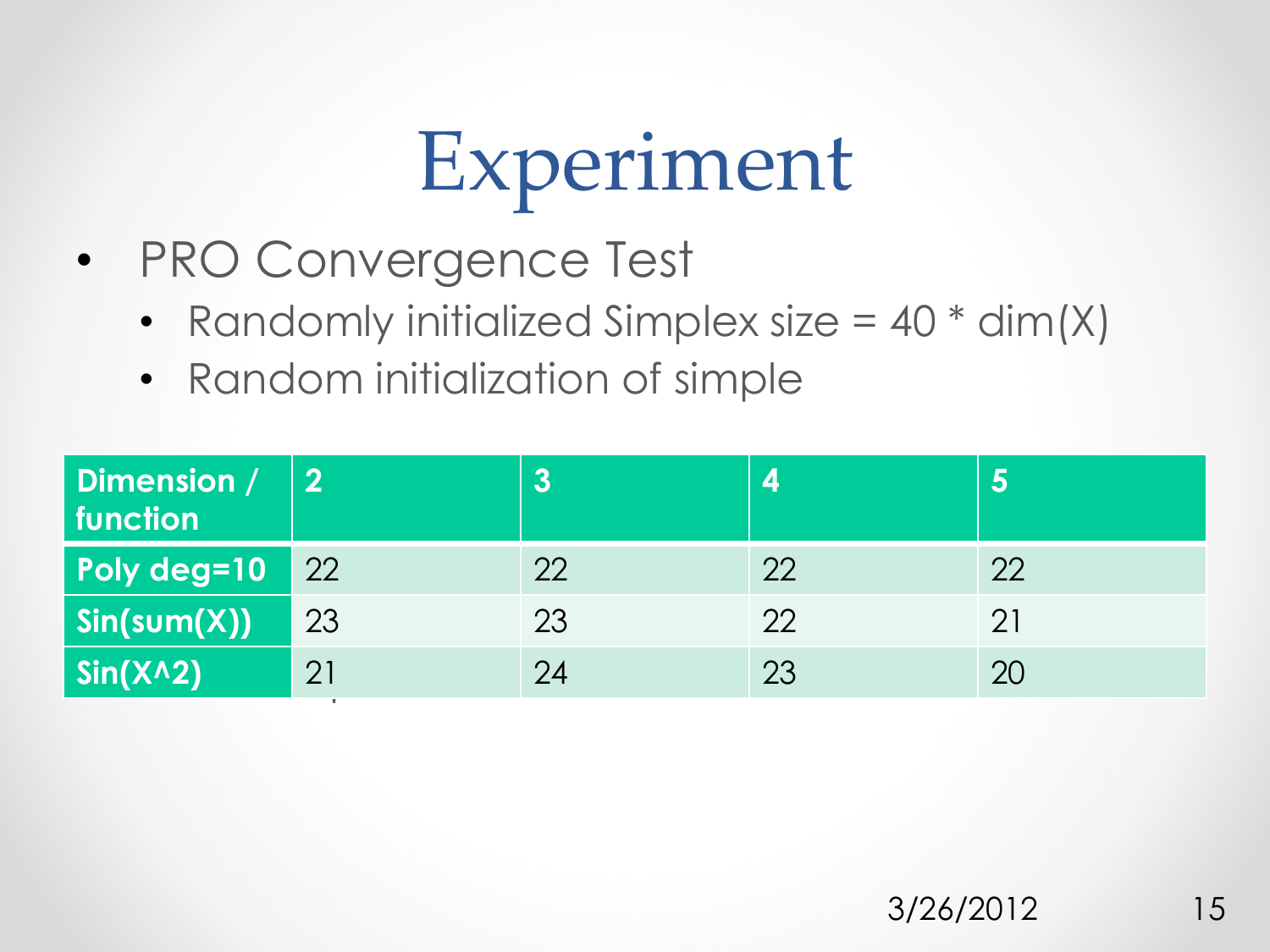# Experiment

- PRO Convergence Test
  - Randomly initialized Simplex size = 40 * dim(X)
  - Random initialization of simple

| Dimension / function | 2 | 3 | 4 | 5 |
|---|---|---|---|---|
| Poly deg=10 | 22 | 22 | 22 | 22 |
| Sin(sum(X)) | 23 | 23 | 22 | 21 |
| Sin(X^2) | 21 | 24 | 23 | 20 |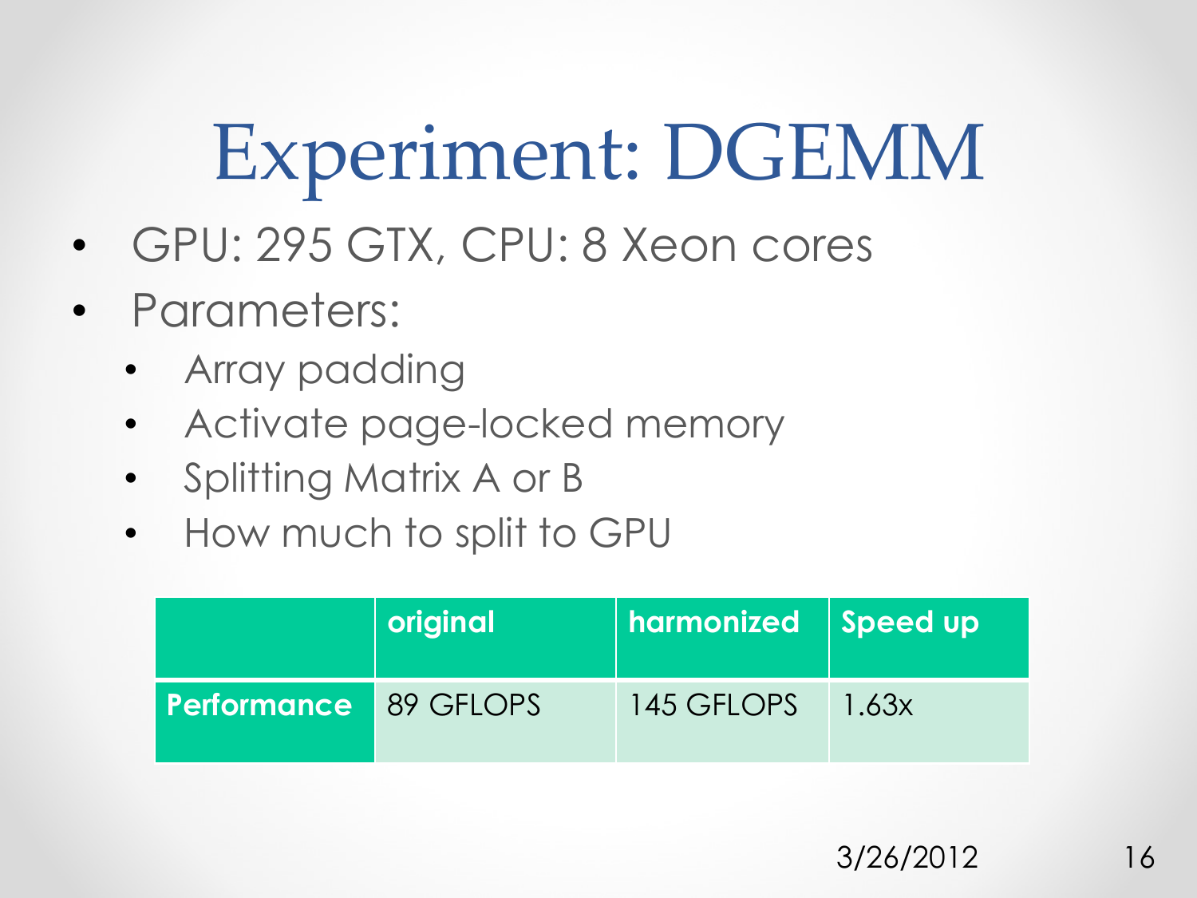# Experiment: DGEMM

- GPU: 295 GTX, CPU: 8 Xeon cores
- Parameters:
  - Array padding
  - Activate page-locked memory
  - Splitting Matrix A or B
  - How much to split to GPU

| | original | harmonized | Speed up |
|---|---|---|---|
| **Performance** | 89 GFLOPS | 145 GFLOPS | 1.63x |

3/26/2012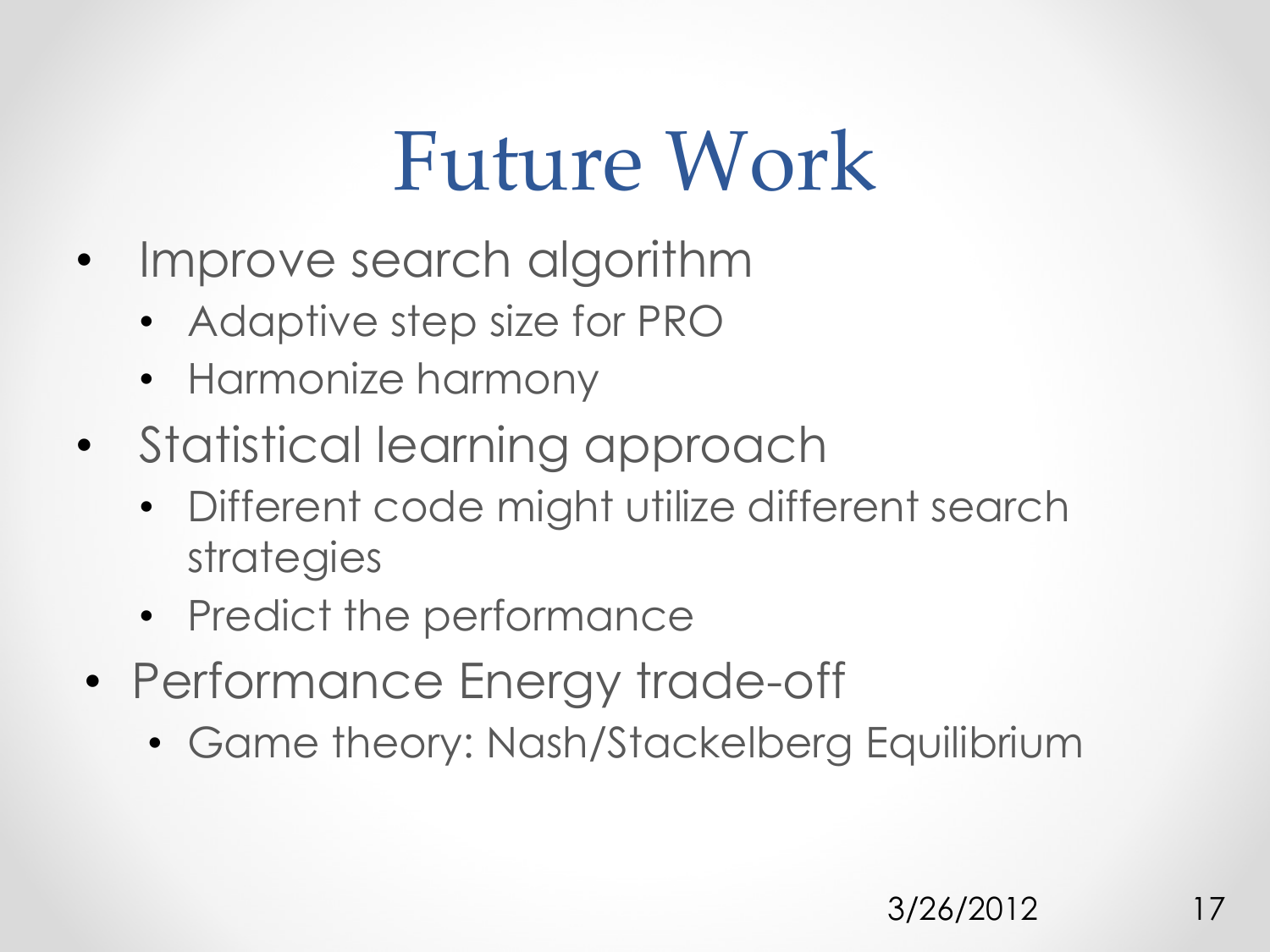# Future Work

- Improve search algorithm
  - Adaptive step size for PRO
  - Harmonize harmony
- Statistical learning approach
  - Different code might utilize different search strategies
  - Predict the performance
- Performance Energy trade-off
  - Game theory: Nash/Stackelberg Equilibrium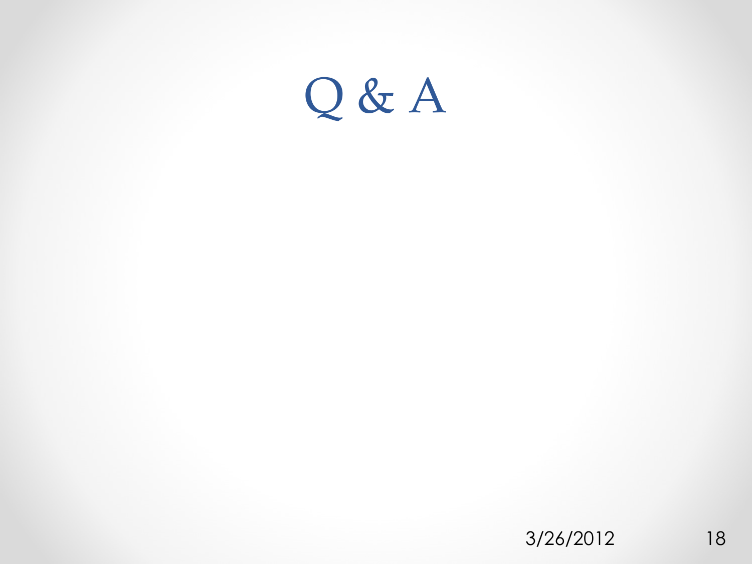# Q & A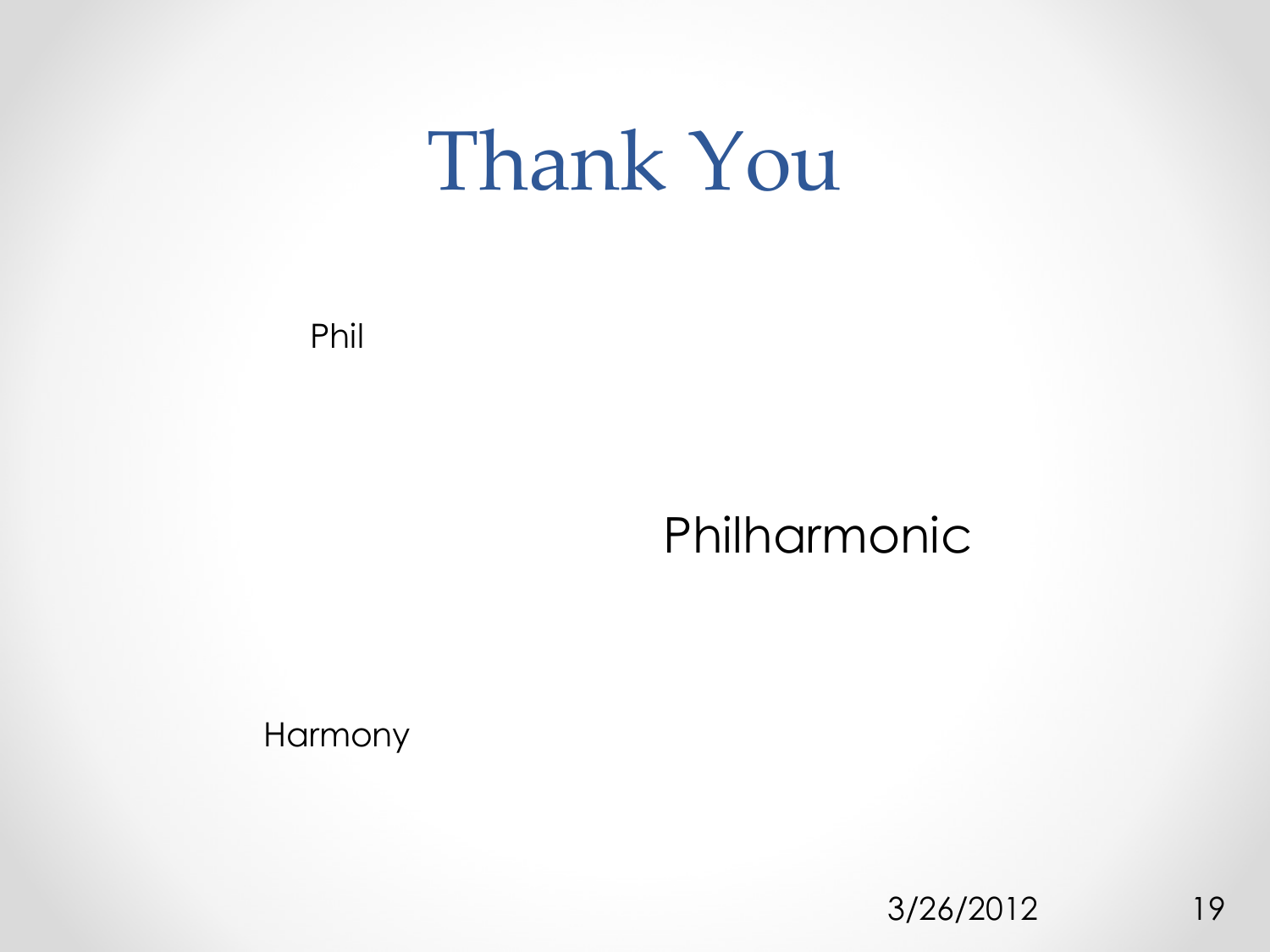# Thank You

Phil

Philharmonic

Harmony